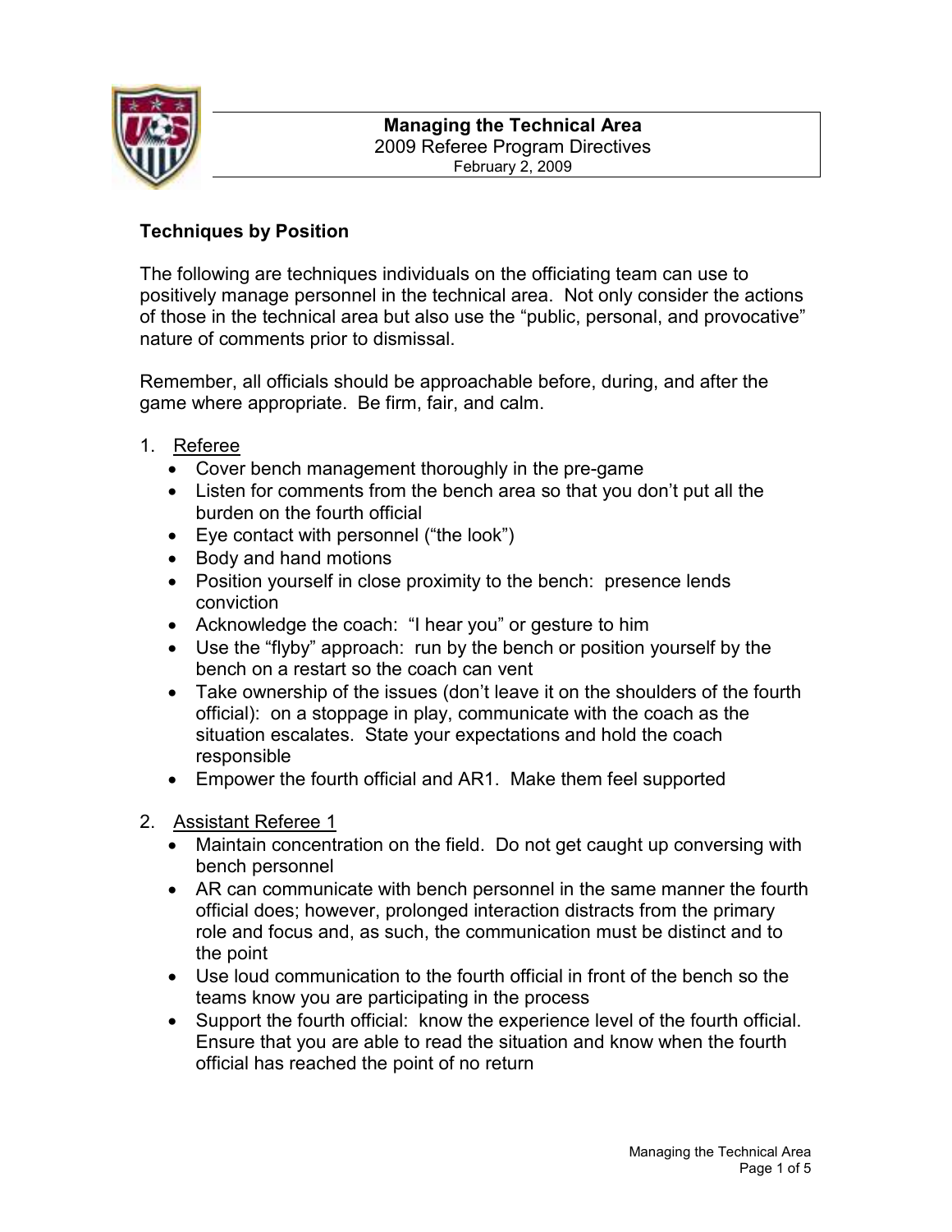# Managing the Technical Area

2009 Referee Program Directives

February 2, 2009

## Techniques by Position

The following are techniques individuals on the officiating team can use to positively manage personnel in the technical area. Not only consider the actions of those in the technical area but also use the "public, personal, and provocative" nature of comments prior to dismissal.

Remember, all officials should be approachable before, during, and after the game where appropriate. Be firm, fair, and calm.

1. Referee
   - Cover bench management thoroughly in the pre-game
   - Listen for comments from the bench area so that you don't put all the burden on the fourth official
   - Eye contact with personnel ("the look")
   - Body and hand motions
   - Position yourself in close proximity to the bench: presence lends conviction
   - Acknowledge the coach: "I hear you" or gesture to him
   - Use the "flyby" approach: run by the bench or position yourself by the bench on a restart so the coach can vent
   - Take ownership of the issues (don't leave it on the shoulders of the fourth official): on a stoppage in play, communicate with the coach as the situation escalates. State your expectations and hold the coach responsible
   - Empower the fourth official and AR1. Make them feel supported

2. Assistant Referee 1
   - Maintain concentration on the field. Do not get caught up conversing with bench personnel
   - AR can communicate with bench personnel in the same manner the fourth official does; however, prolonged interaction distracts from the primary role and focus and, as such, the communication must be distinct and to the point
   - Use loud communication to the fourth official in front of the bench so the teams know you are participating in the process
   - Support the fourth official: know the experience level of the fourth official. Ensure that you are able to read the situation and know when the fourth official has reached the point of no return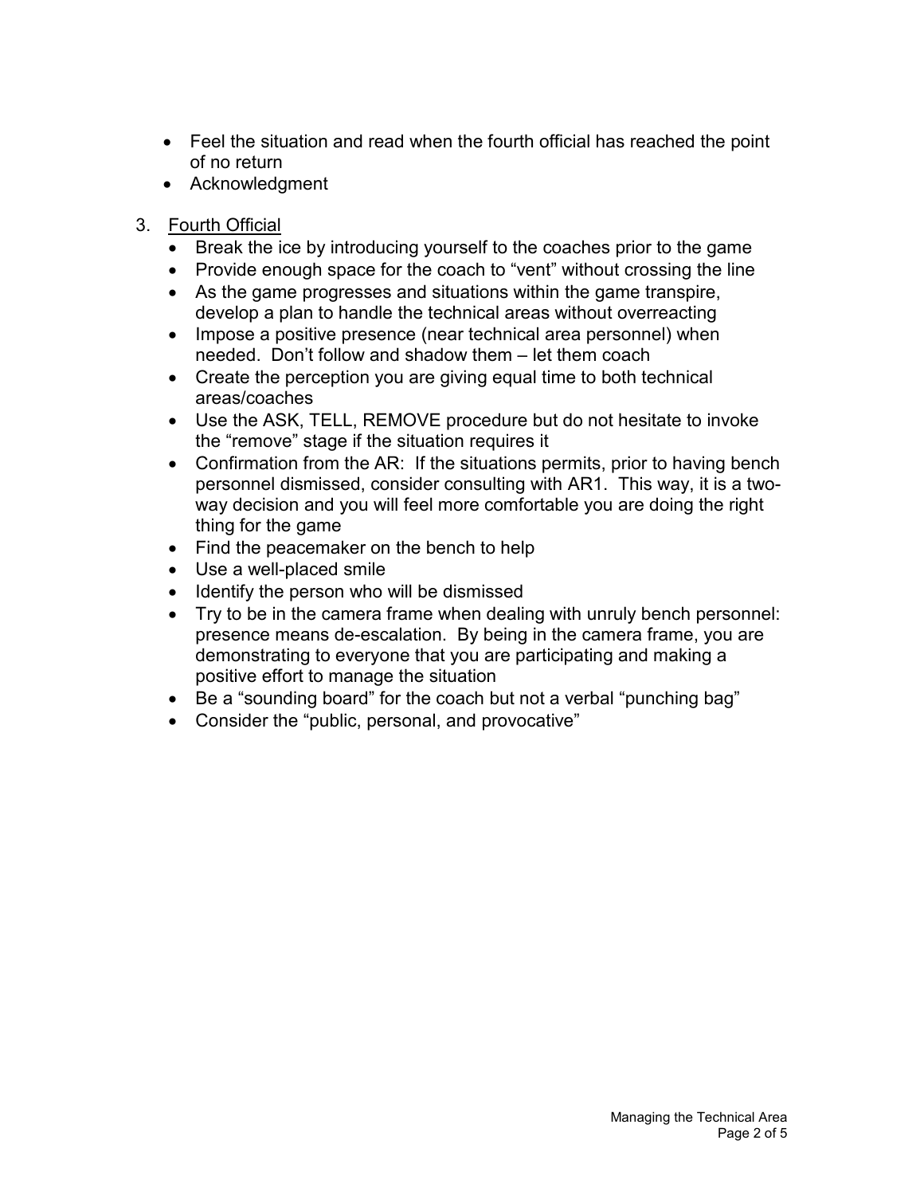- Feel the situation and read when the fourth official has reached the point of no return
- Acknowledgment

3. <u>Fourth Official</u>
   - Break the ice by introducing yourself to the coaches prior to the game
   - Provide enough space for the coach to "vent" without crossing the line
   - As the game progresses and situations within the game transpire, develop a plan to handle the technical areas without overreacting
   - Impose a positive presence (near technical area personnel) when needed. Don't follow and shadow them – let them coach
   - Create the perception you are giving equal time to both technical areas/coaches
   - Use the ASK, TELL, REMOVE procedure but do not hesitate to invoke the "remove" stage if the situation requires it
   - Confirmation from the AR: If the situations permits, prior to having bench personnel dismissed, consider consulting with AR1. This way, it is a two-way decision and you will feel more comfortable you are doing the right thing for the game
   - Find the peacemaker on the bench to help
   - Use a well-placed smile
   - Identify the person who will be dismissed
   - Try to be in the camera frame when dealing with unruly bench personnel: presence means de-escalation. By being in the camera frame, you are demonstrating to everyone that you are participating and making a positive effort to manage the situation
   - Be a "sounding board" for the coach but not a verbal "punching bag"
   - Consider the "public, personal, and provocative"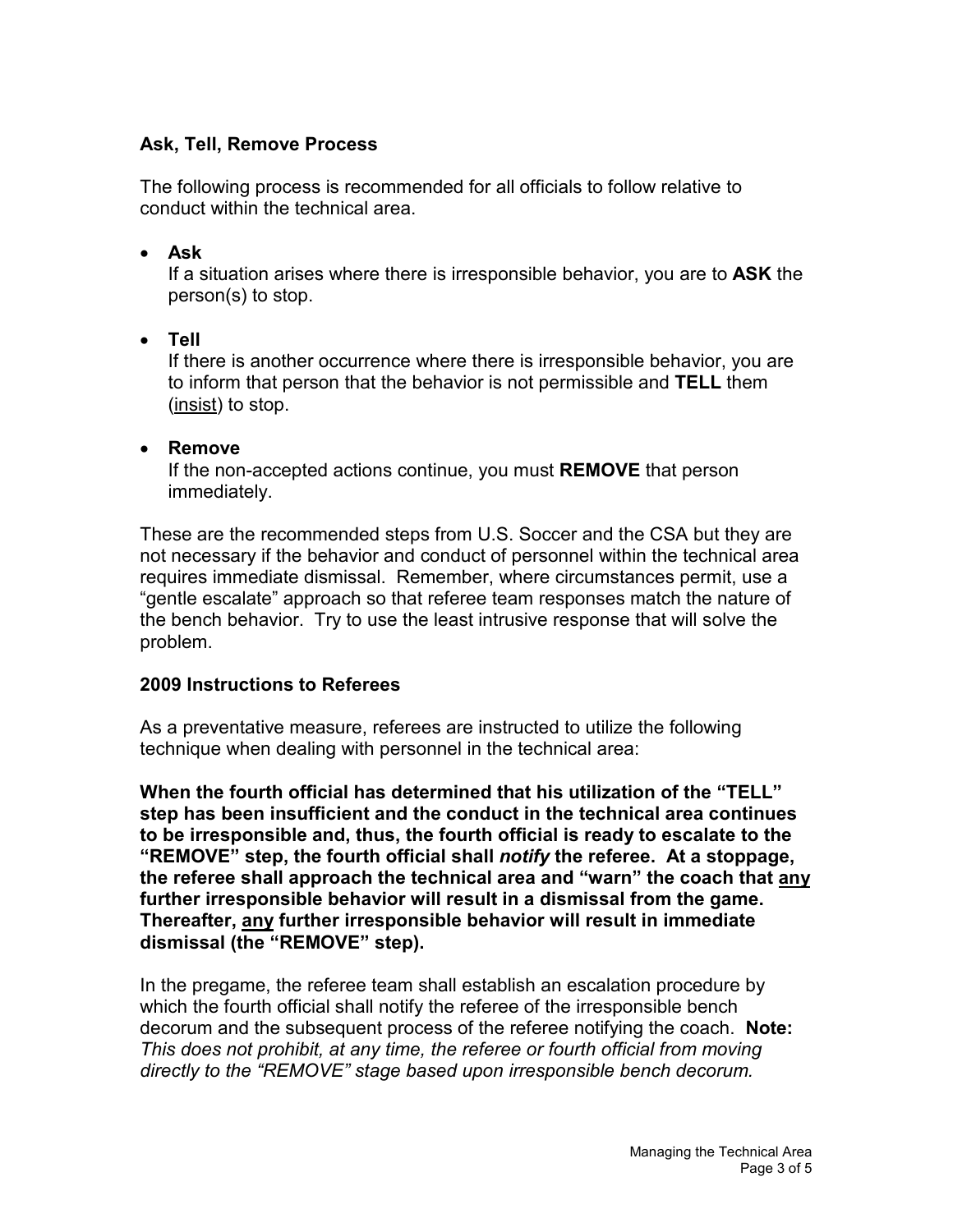## Ask, Tell, Remove Process

The following process is recommended for all officials to follow relative to conduct within the technical area.

- **Ask**
  If a situation arises where there is irresponsible behavior, you are to **ASK** the person(s) to stop.

- **Tell**
  If there is another occurrence where there is irresponsible behavior, you are to inform that person that the behavior is not permissible and **TELL** them (insist) to stop.

- **Remove**
  If the non-accepted actions continue, you must **REMOVE** that person immediately.

These are the recommended steps from U.S. Soccer and the CSA but they are not necessary if the behavior and conduct of personnel within the technical area requires immediate dismissal. Remember, where circumstances permit, use a "gentle escalate" approach so that referee team responses match the nature of the bench behavior. Try to use the least intrusive response that will solve the problem.

## 2009 Instructions to Referees

As a preventative measure, referees are instructed to utilize the following technique when dealing with personnel in the technical area:

**When the fourth official has determined that his utilization of the "TELL" step has been insufficient and the conduct in the technical area continues to be irresponsible and, thus, the fourth official is ready to escalate to the "REMOVE" step, the fourth official shall *notify* the referee. At a stoppage, the referee shall approach the technical area and "warn" the coach that any further irresponsible behavior will result in a dismissal from the game. Thereafter, any further irresponsible behavior will result in immediate dismissal (the "REMOVE" step).**

In the pregame, the referee team shall establish an escalation procedure by which the fourth official shall notify the referee of the irresponsible bench decorum and the subsequent process of the referee notifying the coach. **Note:** *This does not prohibit, at any time, the referee or fourth official from moving directly to the "REMOVE" stage based upon irresponsible bench decorum.*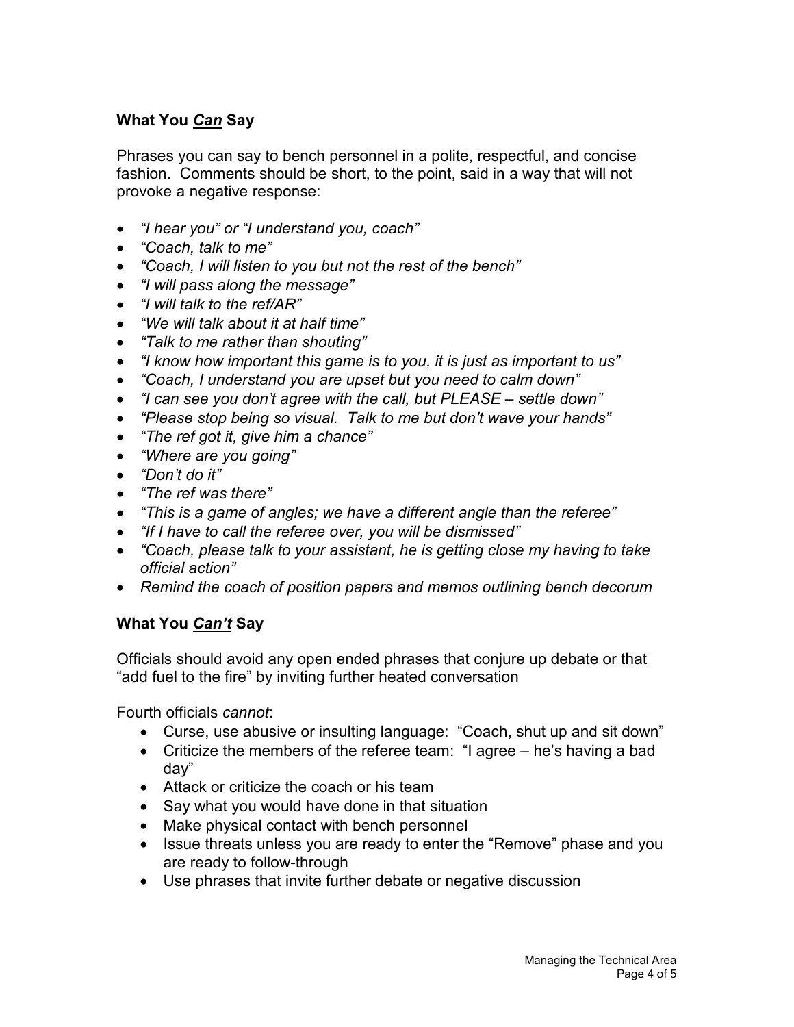### What You ***Can*** Say

Phrases you can say to bench personnel in a polite, respectful, and concise fashion. Comments should be short, to the point, said in a way that will not provoke a negative response:

- *"I hear you" or "I understand you, coach"*
- *"Coach, talk to me"*
- *"Coach, I will listen to you but not the rest of the bench"*
- *"I will pass along the message"*
- *"I will talk to the ref/AR"*
- *"We will talk about it at half time"*
- *"Talk to me rather than shouting"*
- *"I know how important this game is to you, it is just as important to us"*
- *"Coach, I understand you are upset but you need to calm down"*
- *"I can see you don't agree with the call, but PLEASE – settle down"*
- *"Please stop being so visual. Talk to me but don't wave your hands"*
- *"The ref got it, give him a chance"*
- *"Where are you going"*
- *"Don't do it"*
- *"The ref was there"*
- *"This is a game of angles; we have a different angle than the referee"*
- *"If I have to call the referee over, you will be dismissed"*
- *"Coach, please talk to your assistant, he is getting close my having to take official action"*
- *Remind the coach of position papers and memos outlining bench decorum*

### What You ***Can't*** Say

Officials should avoid any open ended phrases that conjure up debate or that "add fuel to the fire" by inviting further heated conversation

Fourth officials *cannot*:

- Curse, use abusive or insulting language: "Coach, shut up and sit down"
- Criticize the members of the referee team: "I agree – he's having a bad day"
- Attack or criticize the coach or his team
- Say what you would have done in that situation
- Make physical contact with bench personnel
- Issue threats unless you are ready to enter the "Remove" phase and you are ready to follow-through
- Use phrases that invite further debate or negative discussion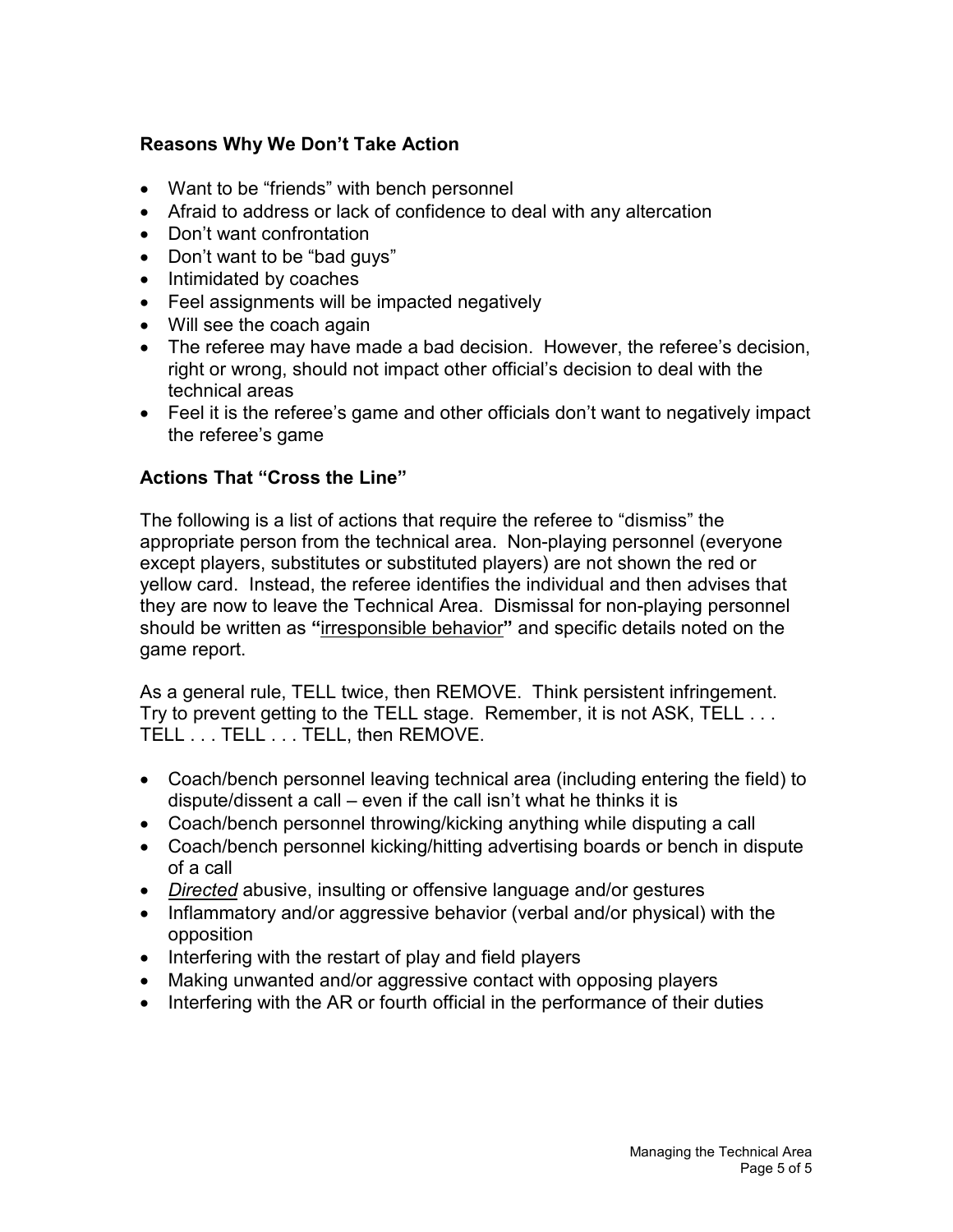### Reasons Why We Don't Take Action

- Want to be "friends" with bench personnel
- Afraid to address or lack of confidence to deal with any altercation
- Don't want confrontation
- Don't want to be "bad guys"
- Intimidated by coaches
- Feel assignments will be impacted negatively
- Will see the coach again
- The referee may have made a bad decision. However, the referee's decision, right or wrong, should not impact other official's decision to deal with the technical areas
- Feel it is the referee's game and other officials don't want to negatively impact the referee's game

### Actions That "Cross the Line"

The following is a list of actions that require the referee to "dismiss" the appropriate person from the technical area. Non-playing personnel (everyone except players, substitutes or substituted players) are not shown the red or yellow card. Instead, the referee identifies the individual and then advises that they are now to leave the Technical Area. Dismissal for non-playing personnel should be written as **"**<u>irresponsible behavior</u>**"** and specific details noted on the game report.

As a general rule, TELL twice, then REMOVE. Think persistent infringement. Try to prevent getting to the TELL stage. Remember, it is not ASK, TELL . . . TELL . . . TELL . . . TELL, then REMOVE.

- Coach/bench personnel leaving technical area (including entering the field) to dispute/dissent a call – even if the call isn't what he thinks it is
- Coach/bench personnel throwing/kicking anything while disputing a call
- Coach/bench personnel kicking/hitting advertising boards or bench in dispute of a call
- *<u>Directed</u>* abusive, insulting or offensive language and/or gestures
- Inflammatory and/or aggressive behavior (verbal and/or physical) with the opposition
- Interfering with the restart of play and field players
- Making unwanted and/or aggressive contact with opposing players
- Interfering with the AR or fourth official in the performance of their duties